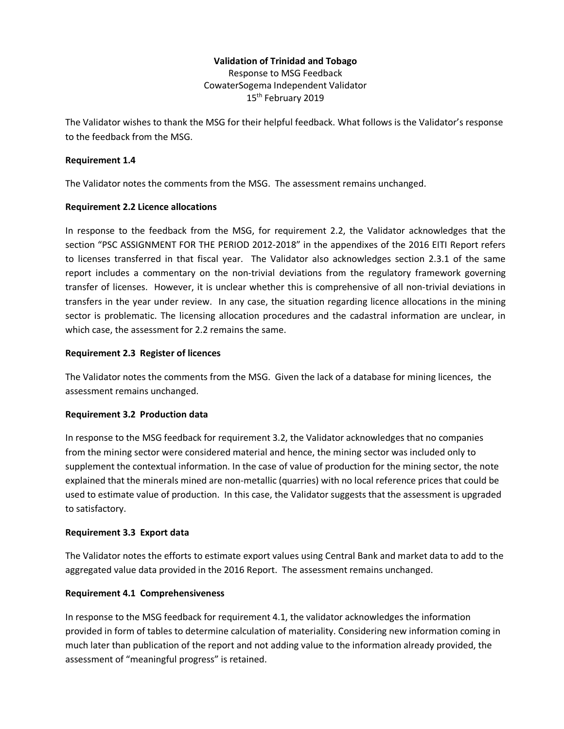**Validation of Trinidad and Tobago**

Response to MSG Feedback

CowaterSogema Independent Validator

15th February 2019

The Validator wishes to thank the MSG for their helpful feedback. What follows is the Validator's response to the feedback from the MSG.

**Requirement 1.4**

The Validator notes the comments from the MSG. The assessment remains unchanged.

**Requirement 2.2 Licence allocations**

In response to the feedback from the MSG, for requirement 2.2, the Validator acknowledges that the section "PSC ASSIGNMENT FOR THE PERIOD 2012-2018" in the appendixes of the 2016 EITI Report refers to licenses transferred in that fiscal year. The Validator also acknowledges section 2.3.1 of the same report includes a commentary on the non-trivial deviations from the regulatory framework governing transfer of licenses. However, it is unclear whether this is comprehensive of all non-trivial deviations in transfers in the year under review. In any case, the situation regarding licence allocations in the mining sector is problematic. The licensing allocation procedures and the cadastral information are unclear, in which case, the assessment for 2.2 remains the same.

**Requirement 2.3 Register of licences**

The Validator notes the comments from the MSG. Given the lack of a database for mining licences, the assessment remains unchanged.

**Requirement 3.2 Production data**

In response to the MSG feedback for requirement 3.2, the Validator acknowledges that no companies from the mining sector were considered material and hence, the mining sector was included only to supplement the contextual information. In the case of value of production for the mining sector, the note explained that the minerals mined are non-metallic (quarries) with no local reference prices that could be used to estimate value of production. In this case, the Validator suggests that the assessment is upgraded to satisfactory.

**Requirement 3.3 Export data**

The Validator notes the efforts to estimate export values using Central Bank and market data to add to the aggregated value data provided in the 2016 Report. The assessment remains unchanged.

**Requirement 4.1 Comprehensiveness**

In response to the MSG feedback for requirement 4.1, the validator acknowledges the information provided in form of tables to determine calculation of materiality. Considering new information coming in much later than publication of the report and not adding value to the information already provided, the assessment of "meaningful progress" is retained.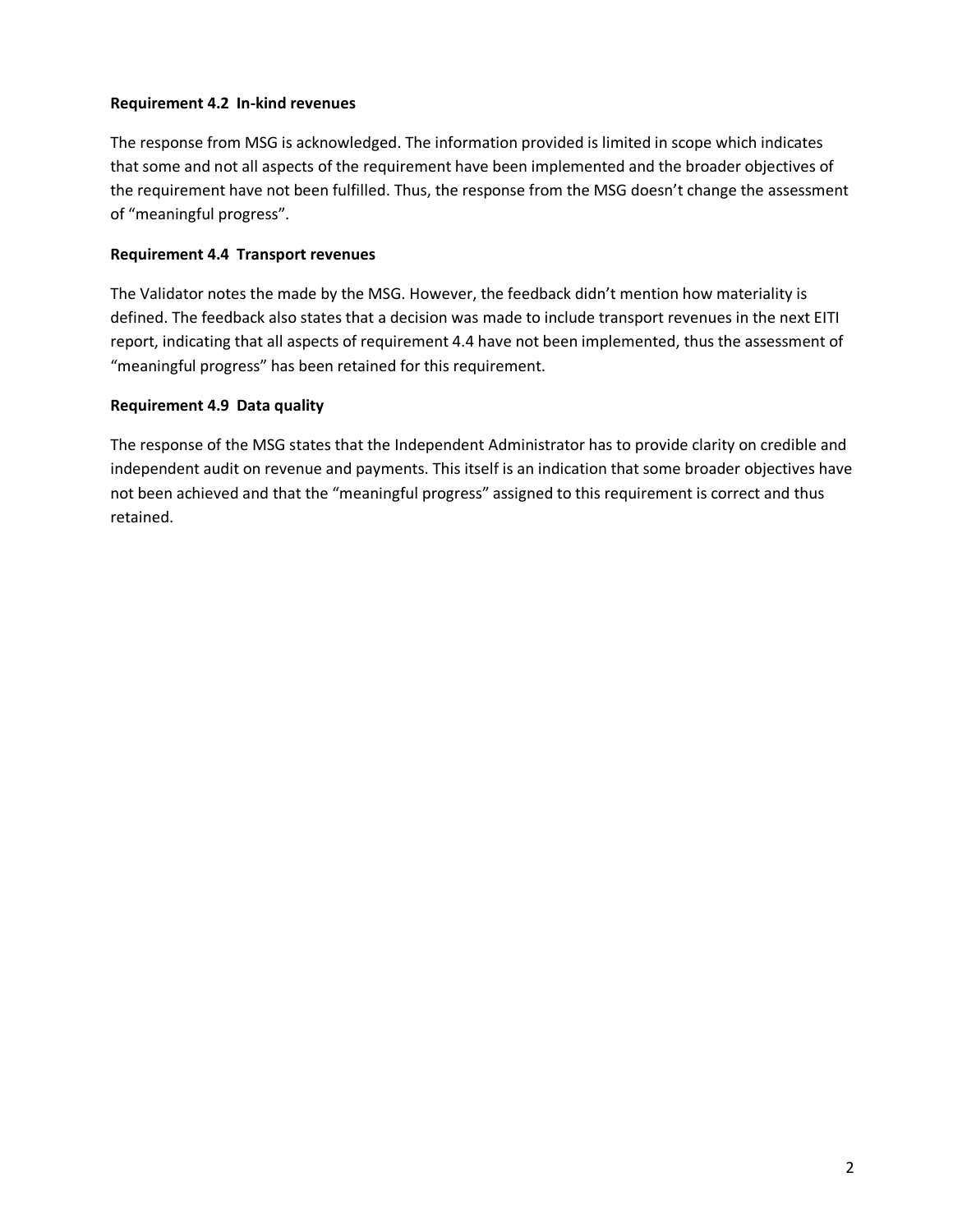**Requirement 4.2 In-kind revenues**

The response from MSG is acknowledged. The information provided is limited in scope which indicates that some and not all aspects of the requirement have been implemented and the broader objectives of the requirement have not been fulfilled. Thus, the response from the MSG doesn't change the assessment of "meaningful progress".

**Requirement 4.4 Transport revenues**

The Validator notes the made by the MSG. However, the feedback didn't mention how materiality is defined. The feedback also states that a decision was made to include transport revenues in the next EITI report, indicating that all aspects of requirement 4.4 have not been implemented, thus the assessment of "meaningful progress" has been retained for this requirement.

**Requirement 4.9 Data quality**

The response of the MSG states that the Independent Administrator has to provide clarity on credible and independent audit on revenue and payments. This itself is an indication that some broader objectives have not been achieved and that the "meaningful progress" assigned to this requirement is correct and thus retained.